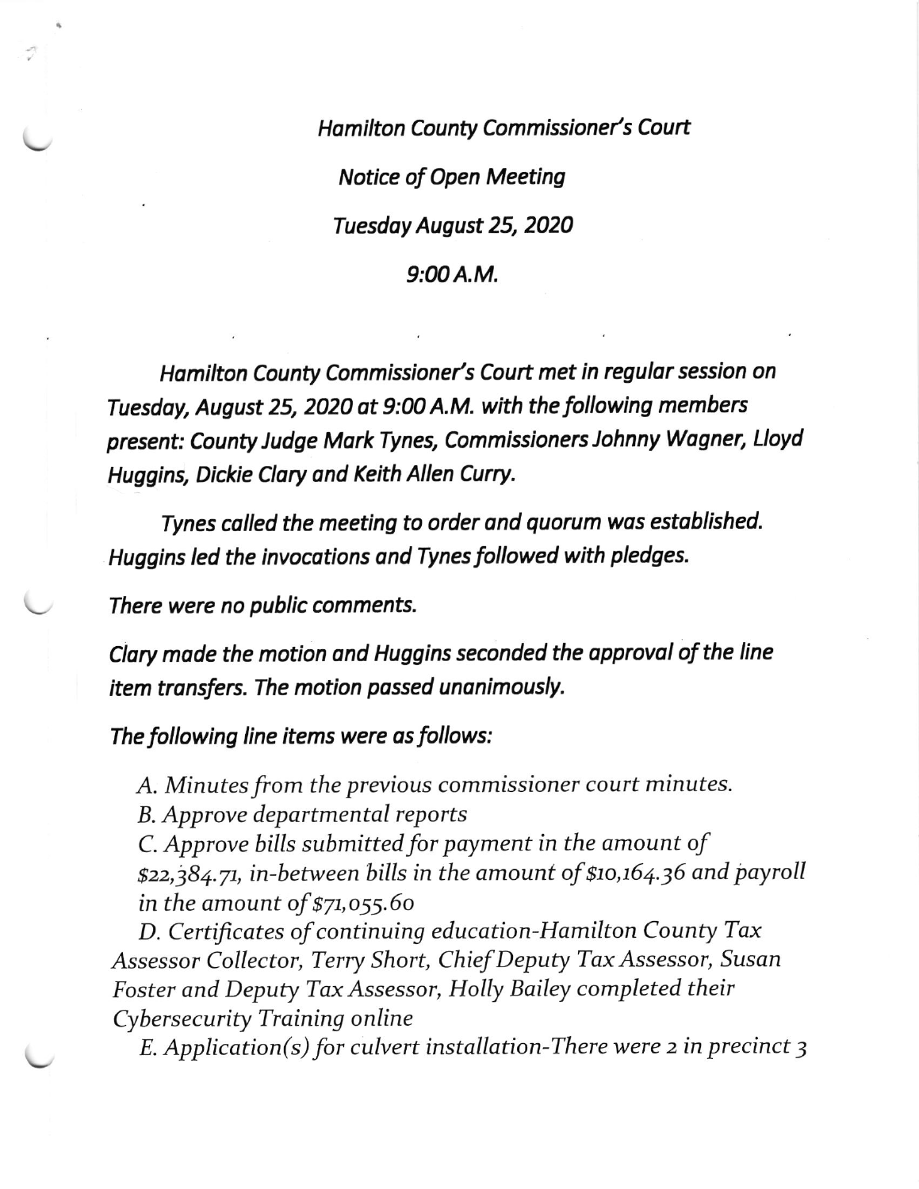*Hamilton County Commissioner's Court*

*Notice of Open Meeting*

*Tuesday August 25, 2020*

*9:00 A.M.*

*Hamilton County Commissioner's Court met in regular session on Tuesday, August 25, 2020 at 9:00 A.M. with the following members present: County Judge Mark Tynes, Commissioners Johnny Wagner, Lloyd Huggins, Dickie Clary and Keith Allen Curry.*

*Tynes called the meeting to order and quorum was established. Huggins led the invocations and Tynes followed with pledges.*

*There were no public comments.*

*Clary made the motion and Huggins seconded the approval of the line item transfers. The motion passed unanimously.*

*The following line items were as follows:*

*A. Minutes from the previous commissioner court minutes.*

*B. Approve departmental reports*

*C. Approve bills submitted for payment in the amount of $22,384.71, in-between bills in the amount of $10,164.36 and payroll in the amount of $71,055.60*

*D. Certificates of continuing education-Hamilton County Tax Assessor Collector, Terry Short, Chief Deputy Tax Assessor, Susan Foster and Deputy Tax Assessor, Holly Bailey completed their Cybersecurity Training online*

*E. Application(s) for culvert installation-There were 2 in precinct 3*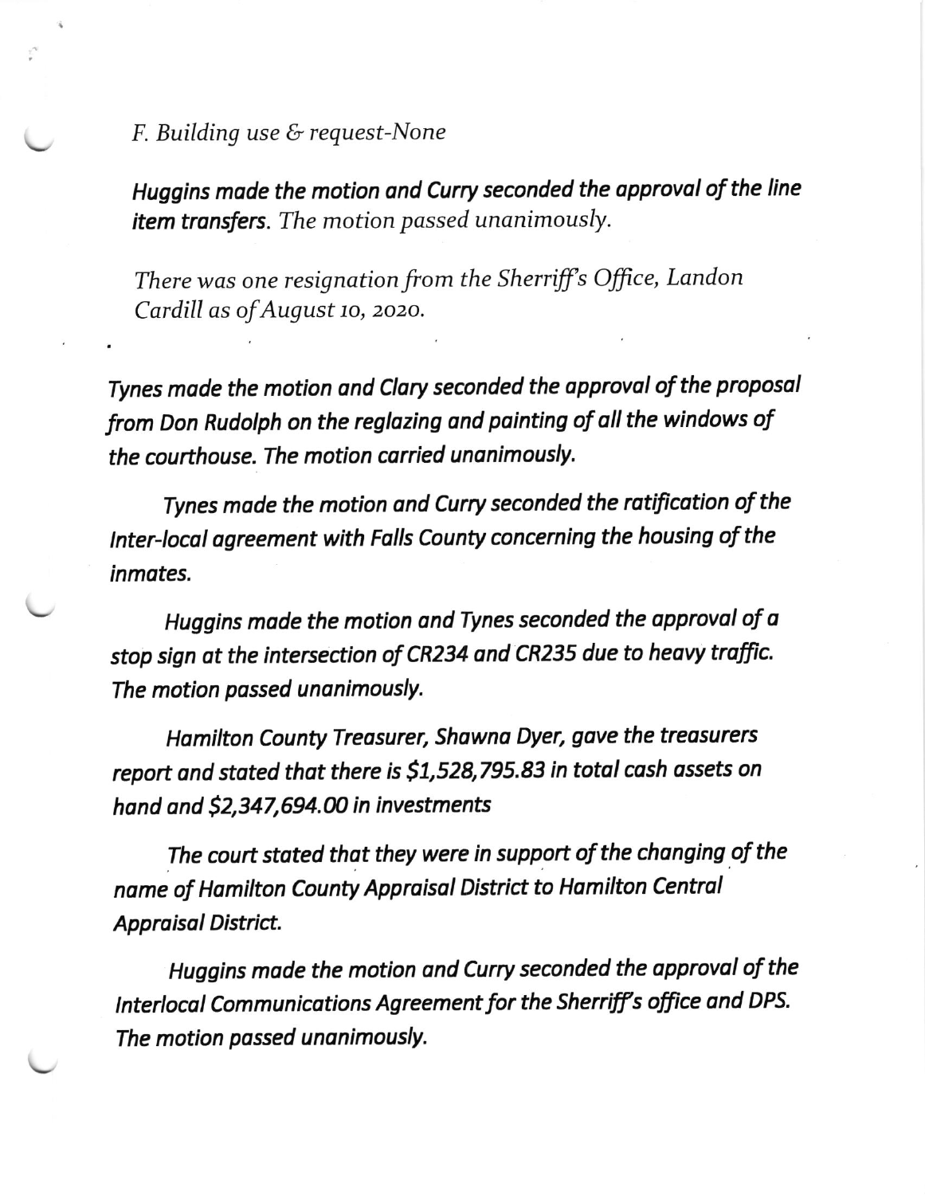*F. Building use & request-None*

***Huggins made the motion and Curry seconded the approval of the line item transfers.*** *The motion passed unanimously.*

*There was one resignation from the Sherriff's Office, Landon Cardill as of August 10, 2020.*

*Tynes made the motion and Clary seconded the approval of the proposal from Don Rudolph on the reglazing and painting of all the windows of the courthouse. The motion carried unanimously.*

*Tynes made the motion and Curry seconded the ratification of the Inter-local agreement with Falls County concerning the housing of the inmates.*

*Huggins made the motion and Tynes seconded the approval of a stop sign at the intersection of CR234 and CR235 due to heavy traffic. The motion passed unanimously.*

*Hamilton County Treasurer, Shawna Dyer, gave the treasurers report and stated that there is $1,528,795.83 in total cash assets on hand and $2,347,694.00 in investments*

*The court stated that they were in support of the changing of the name of Hamilton County Appraisal District to Hamilton Central Appraisal District.*

*Huggins made the motion and Curry seconded the approval of the Interlocal Communications Agreement for the Sherriff's office and DPS. The motion passed unanimously.*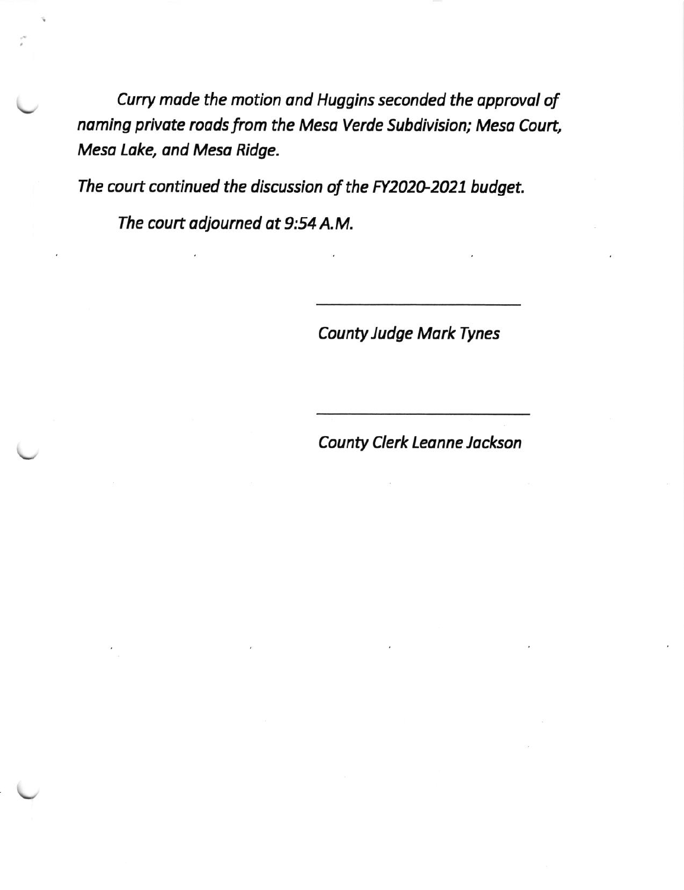*Curry made the motion and Huggins seconded the approval of naming private roads from the Mesa Verde Subdivision; Mesa Court, Mesa Lake, and Mesa Ridge.*

*The court continued the discussion of the FY2020-2021 budget.*

*The court adjourned at 9:54 A.M.*

\_\_\_\_\_\_\_\_\_\_\_\_\_\_\_\_\_\_\_\_\_\_\_\_\_\_\_\_

*County Judge Mark Tynes*

\_\_\_\_\_\_\_\_\_\_\_\_\_\_\_\_\_\_\_\_\_\_\_\_\_\_\_\_

*County Clerk Leanne Jackson*